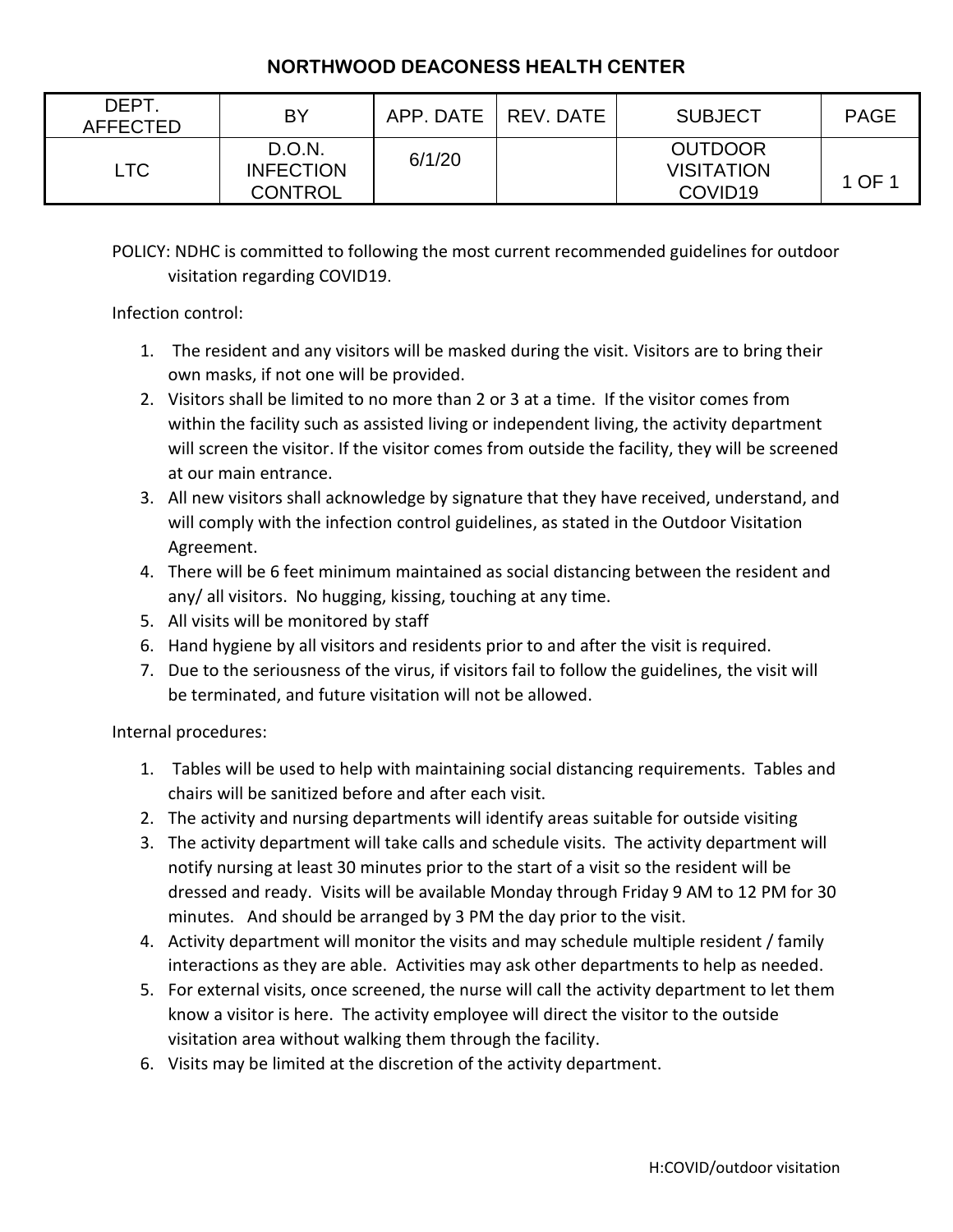# NORTHWOOD DEACONESS HEALTH CENTER

| DEPT. AFFECTED | BY | APP. DATE | REV. DATE | SUBJECT | PAGE |
|---|---|---|---|---|---|
| LTC | D.O.N. INFECTION CONTROL | 6/1/20 | | OUTDOOR VISITATION COVID19 | 1 OF 1 |

POLICY: NDHC is committed to following the most current recommended guidelines for outdoor visitation regarding COVID19.

Infection control:

1. The resident and any visitors will be masked during the visit. Visitors are to bring their own masks, if not one will be provided.
2. Visitors shall be limited to no more than 2 or 3 at a time. If the visitor comes from within the facility such as assisted living or independent living, the activity department will screen the visitor. If the visitor comes from outside the facility, they will be screened at our main entrance.
3. All new visitors shall acknowledge by signature that they have received, understand, and will comply with the infection control guidelines, as stated in the Outdoor Visitation Agreement.
4. There will be 6 feet minimum maintained as social distancing between the resident and any/ all visitors. No hugging, kissing, touching at any time.
5. All visits will be monitored by staff
6. Hand hygiene by all visitors and residents prior to and after the visit is required.
7. Due to the seriousness of the virus, if visitors fail to follow the guidelines, the visit will be terminated, and future visitation will not be allowed.

Internal procedures:

1. Tables will be used to help with maintaining social distancing requirements. Tables and chairs will be sanitized before and after each visit.
2. The activity and nursing departments will identify areas suitable for outside visiting
3. The activity department will take calls and schedule visits. The activity department will notify nursing at least 30 minutes prior to the start of a visit so the resident will be dressed and ready. Visits will be available Monday through Friday 9 AM to 12 PM for 30 minutes. And should be arranged by 3 PM the day prior to the visit.
4. Activity department will monitor the visits and may schedule multiple resident / family interactions as they are able. Activities may ask other departments to help as needed.
5. For external visits, once screened, the nurse will call the activity department to let them know a visitor is here. The activity employee will direct the visitor to the outside visitation area without walking them through the facility.
6. Visits may be limited at the discretion of the activity department.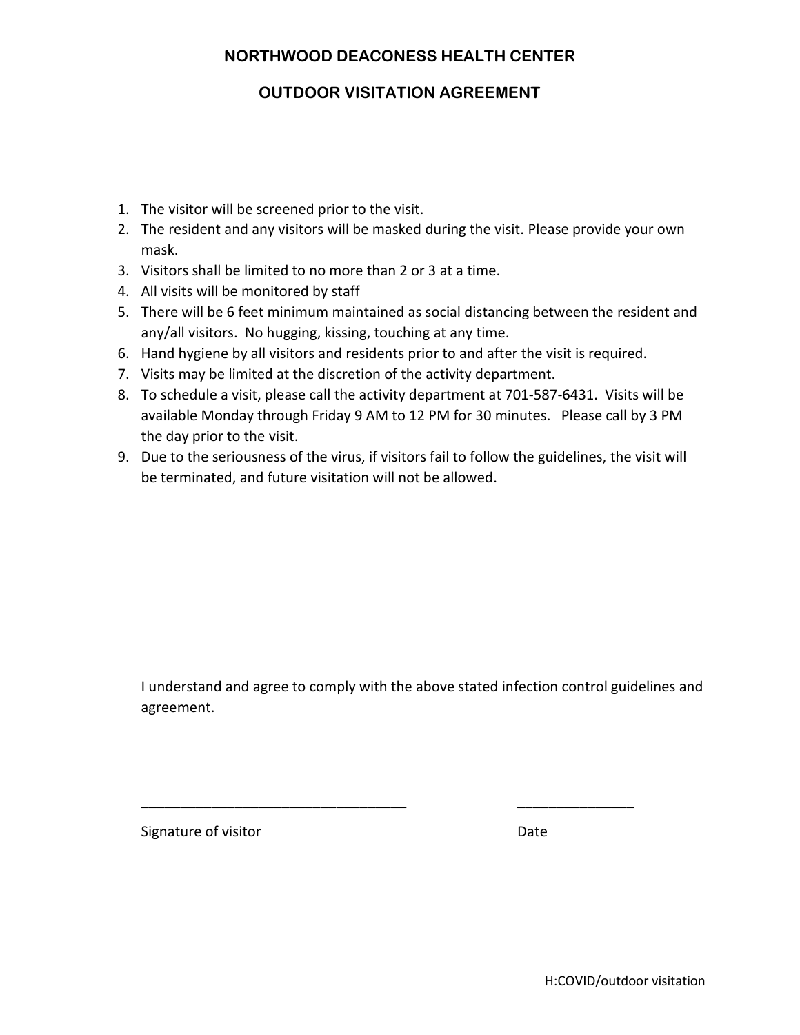# NORTHWOOD DEACONESS HEALTH CENTER

## OUTDOOR VISITATION AGREEMENT

1. The visitor will be screened prior to the visit.
2. The resident and any visitors will be masked during the visit. Please provide your own mask.
3. Visitors shall be limited to no more than 2 or 3 at a time.
4. All visits will be monitored by staff
5. There will be 6 feet minimum maintained as social distancing between the resident and any/all visitors. No hugging, kissing, touching at any time.
6. Hand hygiene by all visitors and residents prior to and after the visit is required.
7. Visits may be limited at the discretion of the activity department.
8. To schedule a visit, please call the activity department at 701-587-6431. Visits will be available Monday through Friday 9 AM to 12 PM for 30 minutes. Please call by 3 PM the day prior to the visit.
9. Due to the seriousness of the virus, if visitors fail to follow the guidelines, the visit will be terminated, and future visitation will not be allowed.

I understand and agree to comply with the above stated infection control guidelines and agreement.

_________________________________ _______________

Signature of visitor Date

H:COVID/outdoor visitation